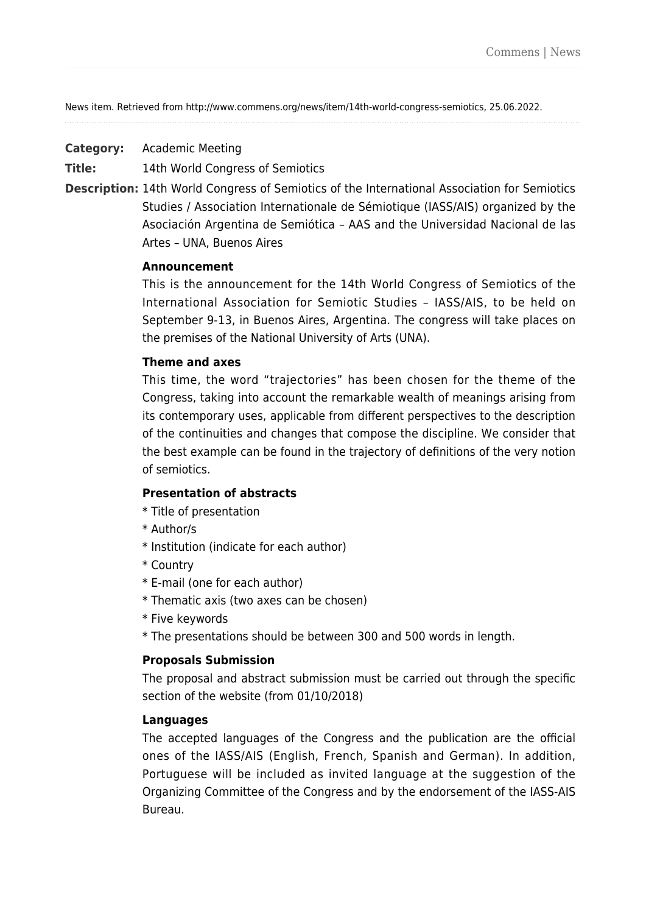News item. Retrieved from http://www.commens.org/news/item/14th-world-congress-semiotics, 25.06.2022.

**Category:** Academic Meeting

**Title:** 14th World Congress of Semiotics

**Description:** 14th World Congress of Semiotics of the International Association for Semiotics Studies / Association Internationale de Sémiotique (IASS/AIS) organized by the Asociación Argentina de Semiótica – AAS and the Universidad Nacional de las Artes – UNA, Buenos Aires

**Announcement**

This is the announcement for the 14th World Congress of Semiotics of the International Association for Semiotic Studies – IASS/AIS, to be held on September 9-13, in Buenos Aires, Argentina. The congress will take places on the premises of the National University of Arts (UNA).

**Theme and axes**

This time, the word "trajectories" has been chosen for the theme of the Congress, taking into account the remarkable wealth of meanings arising from its contemporary uses, applicable from different perspectives to the description of the continuities and changes that compose the discipline. We consider that the best example can be found in the trajectory of definitions of the very notion of semiotics.

**Presentation of abstracts**

* Title of presentation
* Author/s
* Institution (indicate for each author)
* Country
* E-mail (one for each author)
* Thematic axis (two axes can be chosen)
* Five keywords
* The presentations should be between 300 and 500 words in length.

**Proposals Submission**

The proposal and abstract submission must be carried out through the specific section of the website (from 01/10/2018)

**Languages**

The accepted languages of the Congress and the publication are the official ones of the IASS/AIS (English, French, Spanish and German). In addition, Portuguese will be included as invited language at the suggestion of the Organizing Committee of the Congress and by the endorsement of the IASS-AIS Bureau.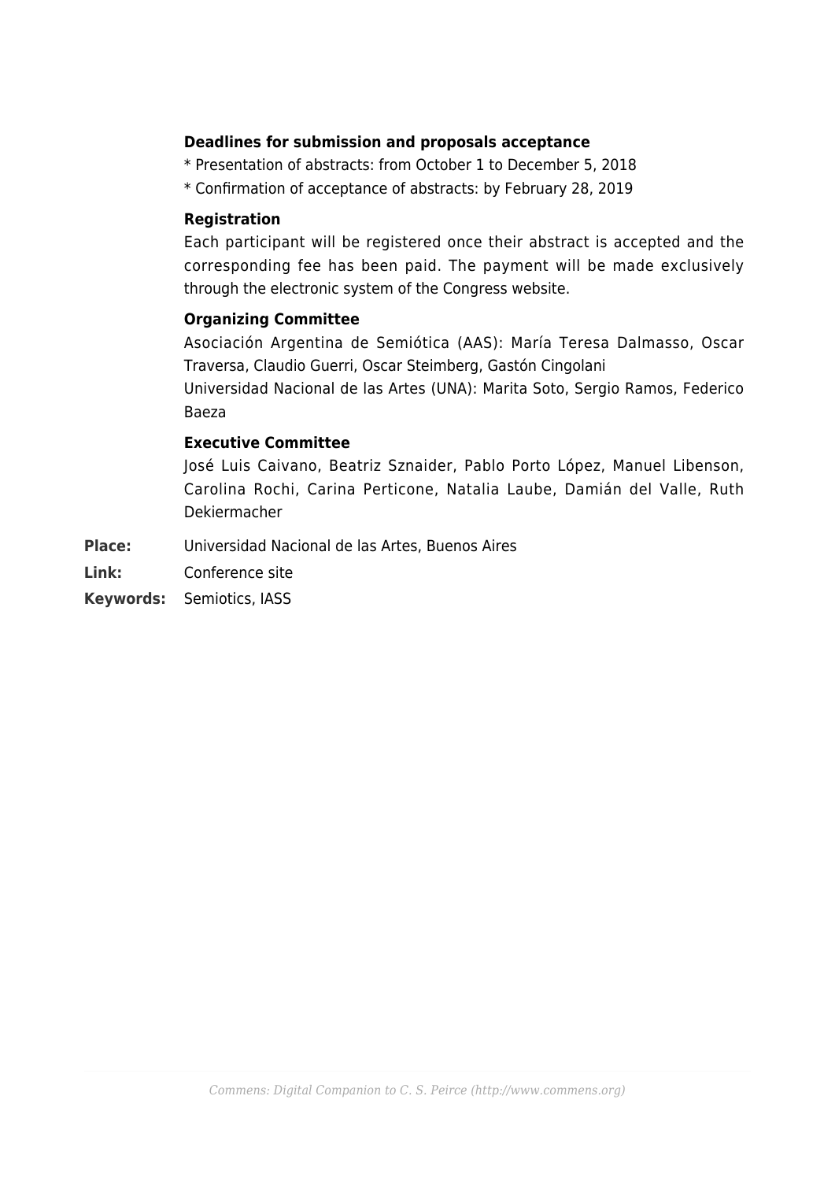**Deadlines for submission and proposals acceptance**

* Presentation of abstracts: from October 1 to December 5, 2018
* Confirmation of acceptance of abstracts: by February 28, 2019

**Registration**

Each participant will be registered once their abstract is accepted and the corresponding fee has been paid. The payment will be made exclusively through the electronic system of the Congress website.

**Organizing Committee**

Asociación Argentina de Semiótica (AAS): María Teresa Dalmasso, Oscar Traversa, Claudio Guerri, Oscar Steimberg, Gastón Cingolani
Universidad Nacional de las Artes (UNA): Marita Soto, Sergio Ramos, Federico Baeza

**Executive Committee**

José Luis Caivano, Beatriz Sznaider, Pablo Porto López, Manuel Libenson, Carolina Rochi, Carina Perticone, Natalia Laube, Damián del Valle, Ruth Dekiermacher

**Place:** Universidad Nacional de las Artes, Buenos Aires

**Link:** Conference site

**Keywords:** Semiotics, IASS